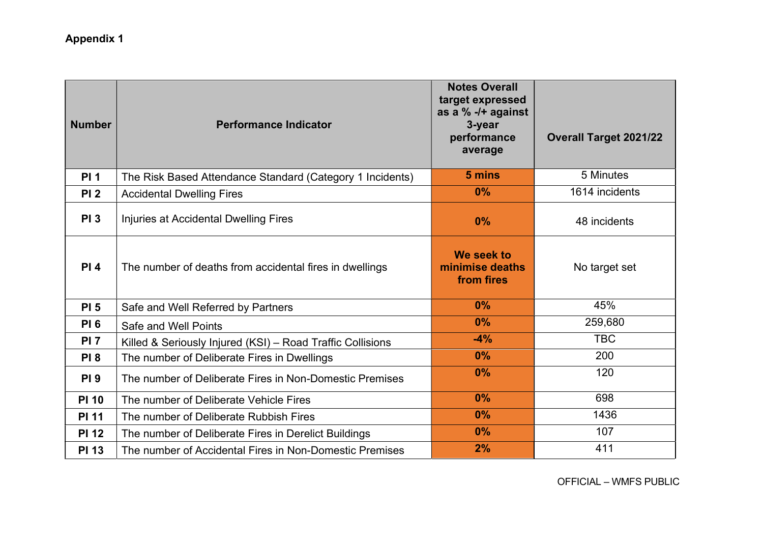**Appendix 1**

| Number | Performance Indicator | Notes Overall target expressed as a % -/+ against 3-year performance average | Overall Target 2021/22 |
|---|---|---|---|
| PI 1 | The Risk Based Attendance Standard (Category 1 Incidents) | 5 mins | 5 Minutes |
| PI 2 | Accidental Dwelling Fires | 0% | 1614 incidents |
| PI 3 | Injuries at Accidental Dwelling Fires | 0% | 48 incidents |
| PI 4 | The number of deaths from accidental fires in dwellings | We seek to minimise deaths from fires | No target set |
| PI 5 | Safe and Well Referred by Partners | 0% | 45% |
| PI 6 | Safe and Well Points | 0% | 259,680 |
| PI 7 | Killed & Seriously Injured (KSI) – Road Traffic Collisions | -4% | TBC |
| PI 8 | The number of Deliberate Fires in Dwellings | 0% | 200 |
| PI 9 | The number of Deliberate Fires in Non-Domestic Premises | 0% | 120 |
| PI 10 | The number of Deliberate Vehicle Fires | 0% | 698 |
| PI 11 | The number of Deliberate Rubbish Fires | 0% | 1436 |
| PI 12 | The number of Deliberate Fires in Derelict Buildings | 0% | 107 |
| PI 13 | The number of Accidental Fires in Non-Domestic Premises | 2% | 411 |

OFFICIAL – WMFS PUBLIC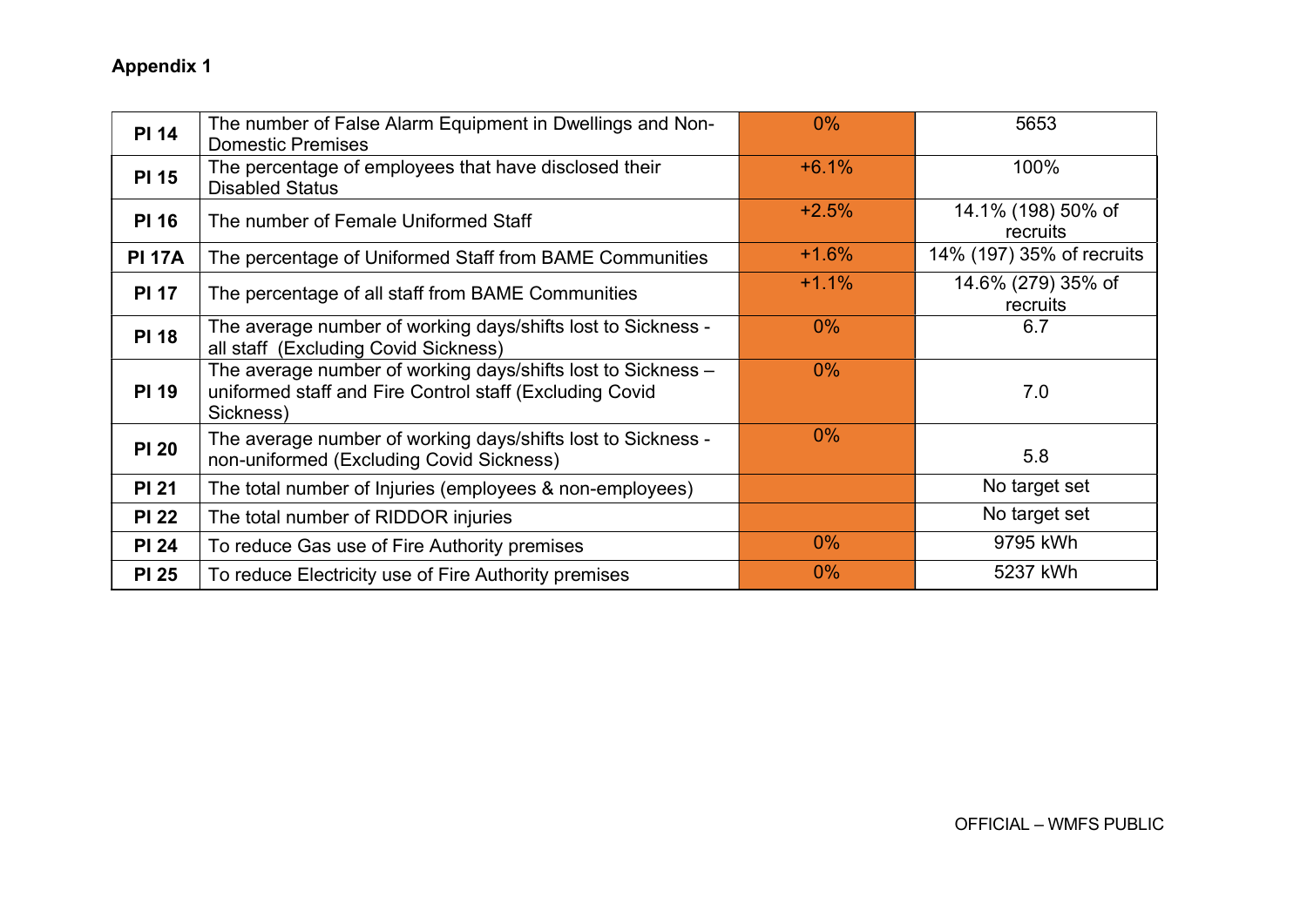**Appendix 1**

| | | | |
|---|---|---|---|
| **PI 14** | The number of False Alarm Equipment in Dwellings and Non-Domestic Premises | 0% | 5653 |
| **PI 15** | The percentage of employees that have disclosed their Disabled Status | +6.1% | 100% |
| **PI 16** | The number of Female Uniformed Staff | +2.5% | 14.1% (198) 50% of recruits |
| **PI 17A** | The percentage of Uniformed Staff from BAME Communities | +1.6% | 14% (197) 35% of recruits |
| **PI 17** | The percentage of all staff from BAME Communities | +1.1% | 14.6% (279) 35% of recruits |
| **PI 18** | The average number of working days/shifts lost to Sickness - all staff (Excluding Covid Sickness) | 0% | 6.7 |
| **PI 19** | The average number of working days/shifts lost to Sickness – uniformed staff and Fire Control staff (Excluding Covid Sickness) | 0% | 7.0 |
| **PI 20** | The average number of working days/shifts lost to Sickness - non-uniformed (Excluding Covid Sickness) | 0% | 5.8 |
| **PI 21** | The total number of Injuries (employees & non-employees) | | No target set |
| **PI 22** | The total number of RIDDOR injuries | | No target set |
| **PI 24** | To reduce Gas use of Fire Authority premises | 0% | 9795 kWh |
| **PI 25** | To reduce Electricity use of Fire Authority premises | 0% | 5237 kWh |

OFFICIAL – WMFS PUBLIC